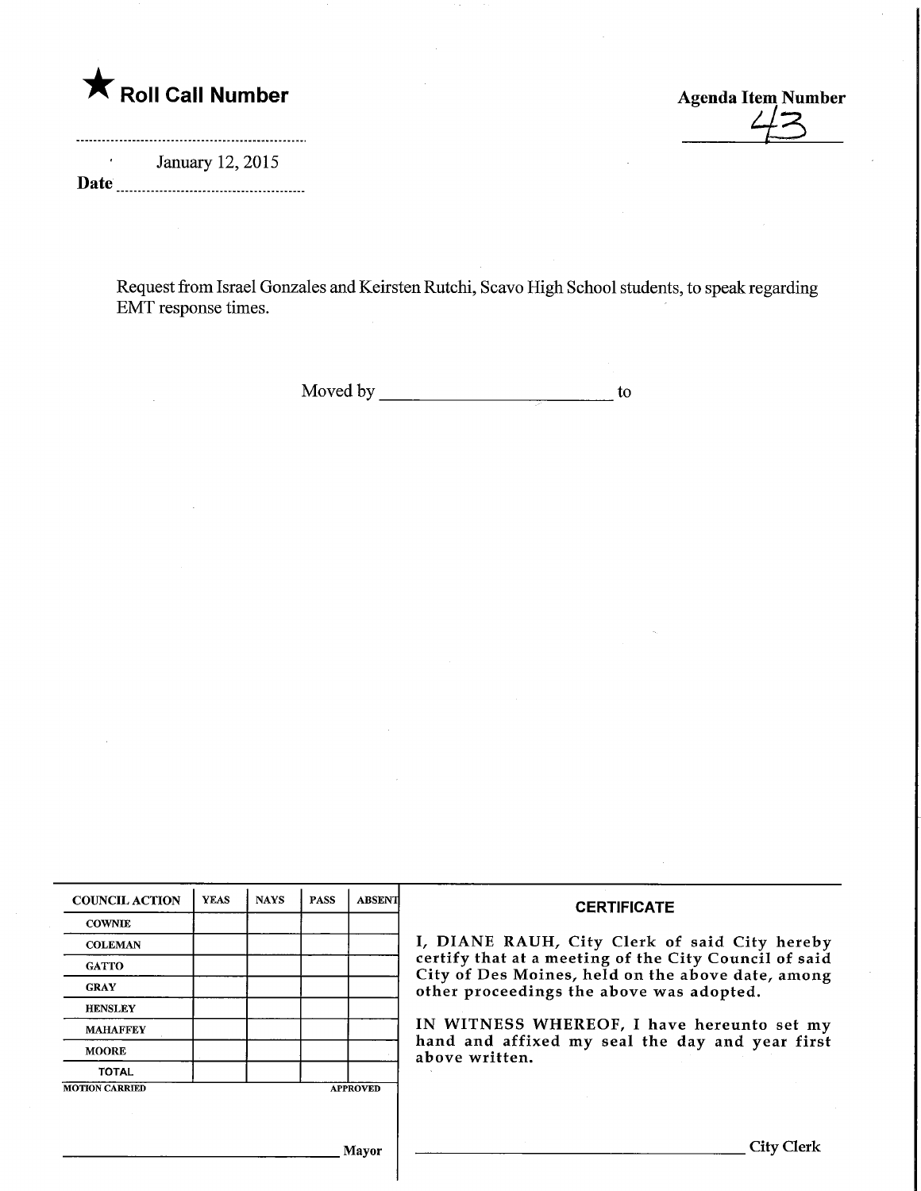★ **Roll Call Number**

**Agenda Item Number**
43

January 12, 2015
**Date**

Request from Israel Gonzales and Keirsten Rutchi, Scavo High School students, to speak regarding EMT response times.

Moved by ________________________ to

| COUNCIL ACTION | YEAS | NAYS | PASS | ABSENT |
|---|---|---|---|---|
| COWNIE | | | | |
| COLEMAN | | | | |
| GATTO | | | | |
| GRAY | | | | |
| HENSLEY | | | | |
| MAHAFFEY | | | | |
| MOORE | | | | |
| TOTAL | | | | |

MOTION CARRIED APPROVED

________________________ Mayor

**CERTIFICATE**

I, DIANE RAUH, City Clerk of said City hereby certify that at a meeting of the City Council of said City of Des Moines, held on the above date, among other proceedings the above was adopted.

IN WITNESS WHEREOF, I have hereunto set my hand and affixed my seal the day and year first above written.

________________________ City Clerk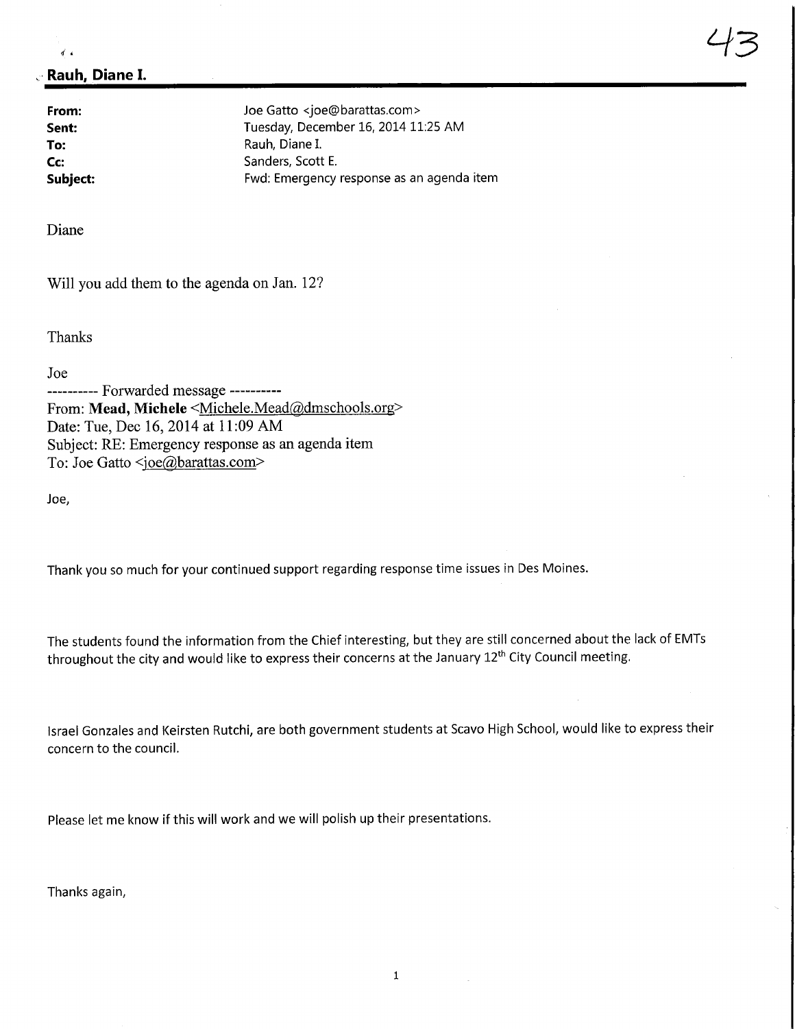**Rauh, Diane I.**

| | |
|---|---|
| **From:** | Joe Gatto <joe@barattas.com> |
| **Sent:** | Tuesday, December 16, 2014 11:25 AM |
| **To:** | Rauh, Diane I. |
| **Cc:** | Sanders, Scott E. |
| **Subject:** | Fwd: Emergency response as an agenda item |

Diane

Will you add them to the agenda on Jan. 12?

Thanks

Joe

---------- Forwarded message ----------
From: **Mead, Michele** <Michele.Mead@dmschools.org>
Date: Tue, Dec 16, 2014 at 11:09 AM
Subject: RE: Emergency response as an agenda item
To: Joe Gatto <joe@barattas.com>

Joe,

Thank you so much for your continued support regarding response time issues in Des Moines.

The students found the information from the Chief interesting, but they are still concerned about the lack of EMTs throughout the city and would like to express their concerns at the January 12th City Council meeting.

Israel Gonzales and Keirsten Rutchi, are both government students at Scavo High School, would like to express their concern to the council.

Please let me know if this will work and we will polish up their presentations.

Thanks again,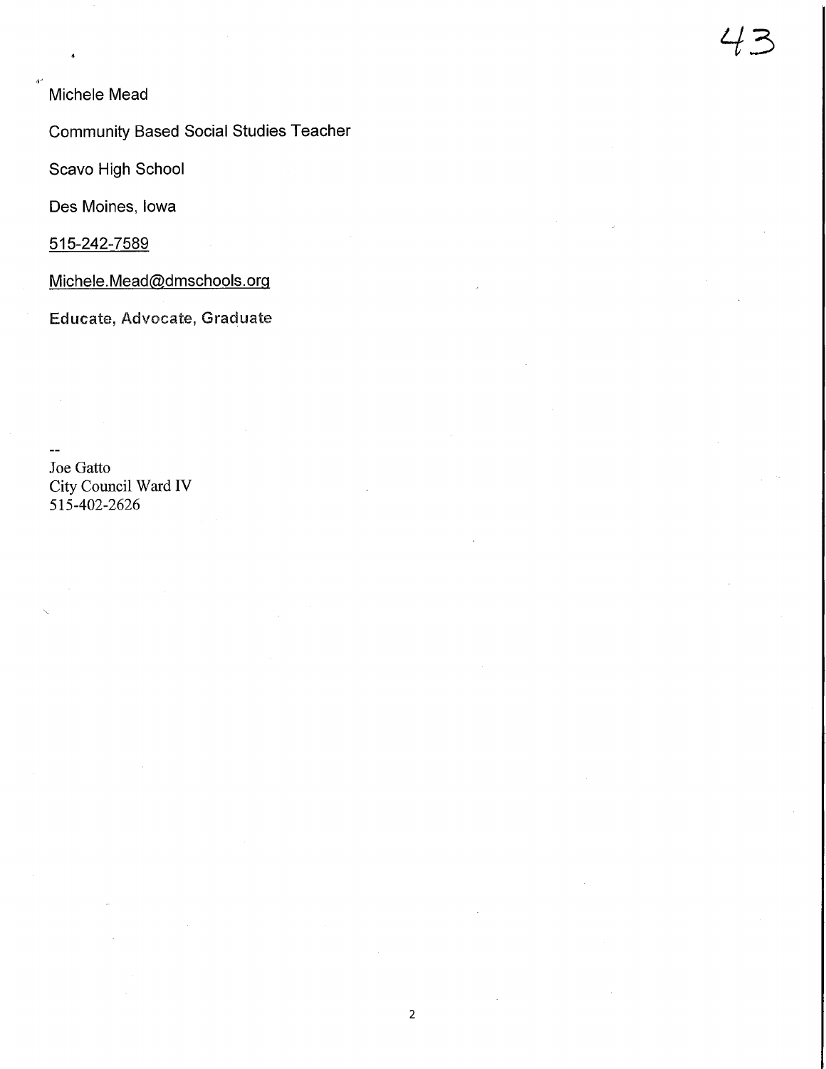Michele Mead

Community Based Social Studies Teacher

Scavo High School

Des Moines, Iowa

515-242-7589

Michele.Mead@dmschools.org

**Educate, Advocate, Graduate**

--
Joe Gatto
City Council Ward IV
515-402-2626